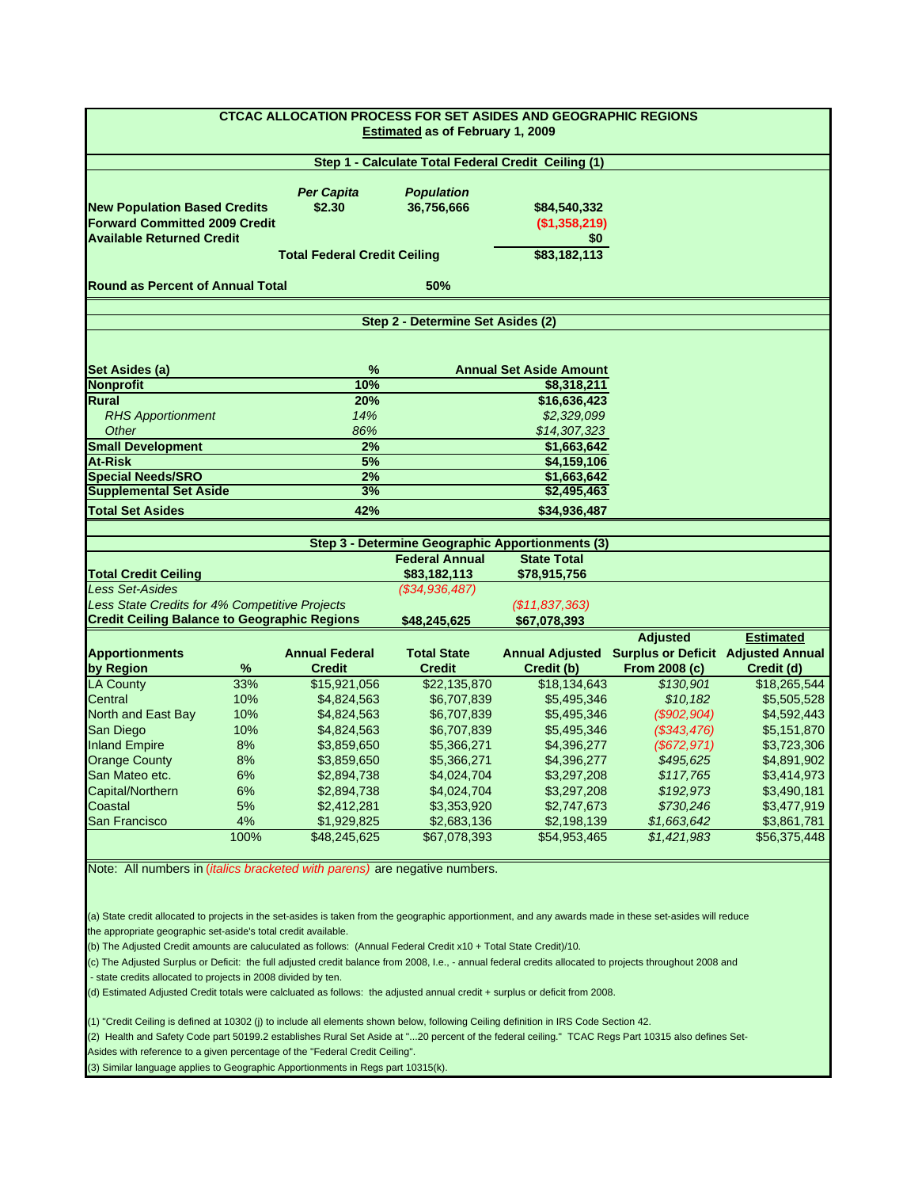## CTCAC ALLOCATION PROCESS FOR SET ASIDES AND GEOGRAPHIC REGIONS

**Estimated as of February 1, 2009**

### Step 1 - Calculate Total Federal Credit Ceiling (1)

| | *Per Capita* | *Population* | |
|---|---|---|---|
| **New Population Based Credits** | **$2.30** | **36,756,666** | **$84,540,332** |
| **Forward Committed 2009 Credit** | | | **($1,358,219)** |
| **Available Returned Credit** | | | **$0** |
| | **Total Federal Credit Ceiling** | | **$83,182,113** |
| **Round as Percent of Annual Total** | | **50%** | |

### Step 2 - Determine Set Asides (2)

| Set Asides (a) | % | Annual Set Aside Amount |
|---|---|---|
| **Nonprofit** | **10%** | **$8,318,211** |
| **Rural** | **20%** | **$16,636,423** |
| *RHS Apportionment* | *14%* | *$2,329,099* |
| *Other* | *86%* | *$14,307,323* |
| **Small Development** | **2%** | **$1,663,642** |
| **At-Risk** | **5%** | **$4,159,106** |
| **Special Needs/SRO** | **2%** | **$1,663,642** |
| **Supplemental Set Aside** | **3%** | **$2,495,463** |
| **Total Set Asides** | **42%** | **$34,936,487** |

### Step 3 - Determine Geographic Apportionments (3)

| | Federal Annual | State Total |
|---|---|---|
| **Total Credit Ceiling** | **$83,182,113** | **$78,915,756** |
| *Less Set-Asides* | *($34,936,487)* | |
| *Less State Credits for 4% Competitive Projects* | | *($11,837,363)* |
| **Credit Ceiling Balance to Geographic Regions** | **$48,245,625** | **$67,078,393** |

| Apportionments by Region | % | Annual Federal Credit | Total State Credit | Annual Adjusted Credit (b) | Adjusted Surplus or Deficit From 2008 (c) | Estimated Adjusted Annual Credit (d) |
|---|---|---|---|---|---|---|
| LA County | 33% | $15,921,056 | $22,135,870 | $18,134,643 | *$130,901* | $18,265,544 |
| Central | 10% | $4,824,563 | $6,707,839 | $5,495,346 | *$10,182* | $5,505,528 |
| North and East Bay | 10% | $4,824,563 | $6,707,839 | $5,495,346 | *($902,904)* | $4,592,443 |
| San Diego | 10% | $4,824,563 | $6,707,839 | $5,495,346 | *($343,476)* | $5,151,870 |
| Inland Empire | 8% | $3,859,650 | $5,366,271 | $4,396,277 | *($672,971)* | $3,723,306 |
| Orange County | 8% | $3,859,650 | $5,366,271 | $4,396,277 | *$495,625* | $4,891,902 |
| San Mateo etc. | 6% | $2,894,738 | $4,024,704 | $3,297,208 | *$117,765* | $3,414,973 |
| Capital/Northern | 6% | $2,894,738 | $4,024,704 | $3,297,208 | *$192,973* | $3,490,181 |
| Coastal | 5% | $2,412,281 | $3,353,920 | $2,747,673 | *$730,246* | $3,477,919 |
| San Francisco | 4% | $1,929,825 | $2,683,136 | $2,198,139 | *$1,663,642* | $3,861,781 |
| | 100% | $48,245,625 | $67,078,393 | $54,953,465 | *$1,421,983* | $56,375,448 |

Note: All numbers in *(italics bracketed with parens)* are negative numbers.

(a) State credit allocated to projects in the set-asides is taken from the geographic apportionment, and any awards made in these set-asides will reduce the appropriate geographic set-aside's total credit available.

(b) The Adjusted Credit amounts are caluculated as follows: (Annual Federal Credit x10 + Total State Credit)/10.

(c) The Adjusted Surplus or Deficit: the full adjusted credit balance from 2008, I.e., - annual federal credits allocated to projects throughout 2008 and - state credits allocated to projects in 2008 divided by ten.

(d) Estimated Adjusted Credit totals were calcluated as follows: the adjusted annual credit + surplus or deficit from 2008.

(1) "Credit Ceiling is defined at 10302 (j) to include all elements shown below, following Ceiling definition in IRS Code Section 42.

(2) Health and Safety Code part 50199.2 establishes Rural Set Aside at "...20 percent of the federal ceiling." TCAC Regs Part 10315 also defines Set-Asides with reference to a given percentage of the "Federal Credit Ceiling".

(3) Similar language applies to Geographic Apportionments in Regs part 10315(k).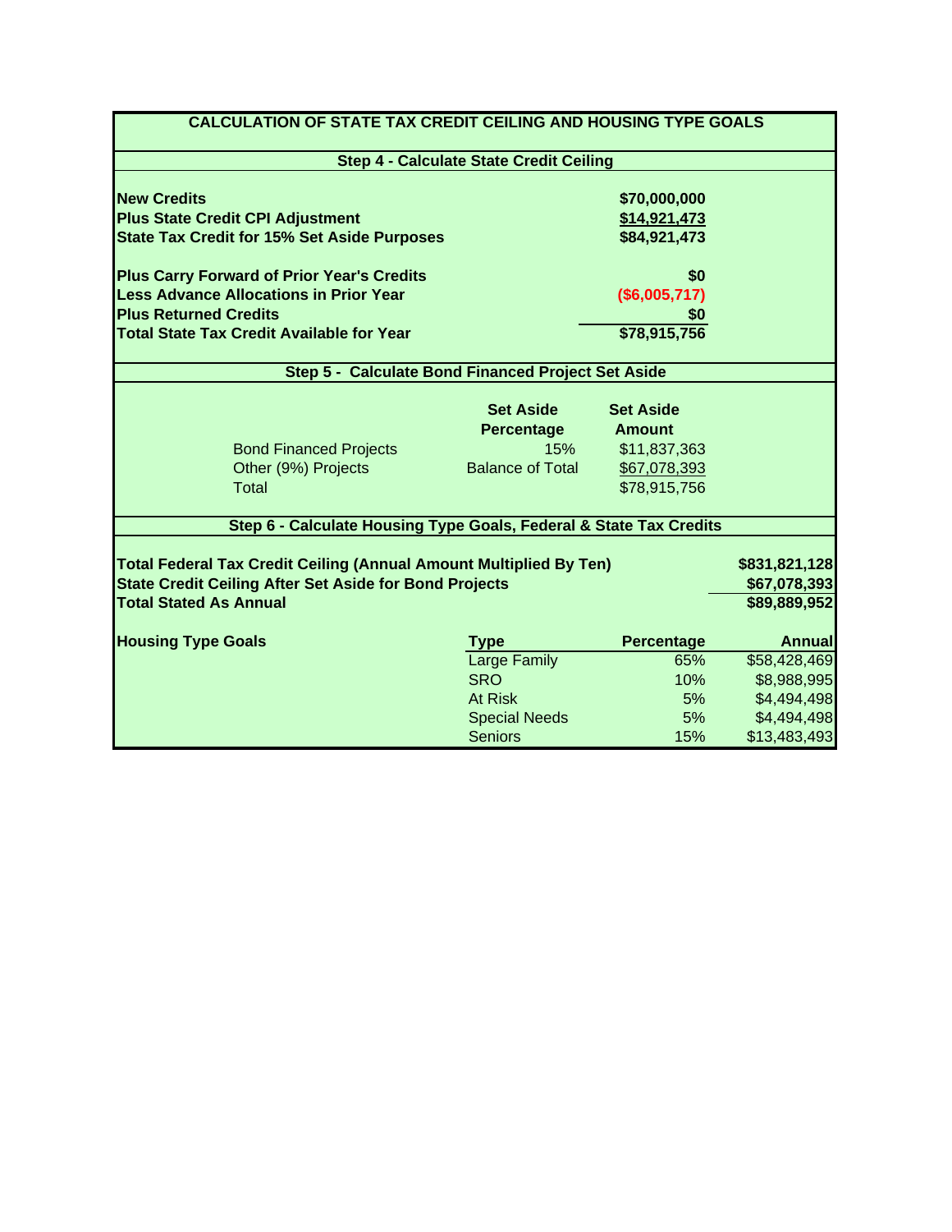# CALCULATION OF STATE TAX CREDIT CEILING AND HOUSING TYPE GOALS

## Step 4 - Calculate State Credit Ceiling

| | |
|---|---|
| **New Credits** | **$70,000,000** |
| **Plus State Credit CPI Adjustment** | **$14,921,473** |
| **State Tax Credit for 15% Set Aside Purposes** | **$84,921,473** |
| | |
| **Plus Carry Forward of Prior Year's Credits** | **$0** |
| **Less Advance Allocations in Prior Year** | **($6,005,717)** |
| **Plus Returned Credits** | **$0** |
| **Total State Tax Credit Available for Year** | **$78,915,756** |

## Step 5 - Calculate Bond Financed Project Set Aside

| | Set Aside Percentage | Set Aside Amount |
|---|---|---|
| Bond Financed Projects | 15% | $11,837,363 |
| Other (9%) Projects | Balance of Total | $67,078,393 |
| Total | | $78,915,756 |

## Step 6 - Calculate Housing Type Goals, Federal & State Tax Credits

| | |
|---|---|
| **Total Federal Tax Credit Ceiling (Annual Amount Multiplied By Ten)** | **$831,821,128** |
| **State Credit Ceiling After Set Aside for Bond Projects** | **$67,078,393** |
| **Total Stated As Annual** | **$89,889,952** |

| **Housing Type Goals** | **Type** | **Percentage** | **Annual** |
|---|---|---|---|
| | Large Family | 65% | $58,428,469 |
| | SRO | 10% | $8,988,995 |
| | At Risk | 5% | $4,494,498 |
| | Special Needs | 5% | $4,494,498 |
| | Seniors | 15% | $13,483,493 |